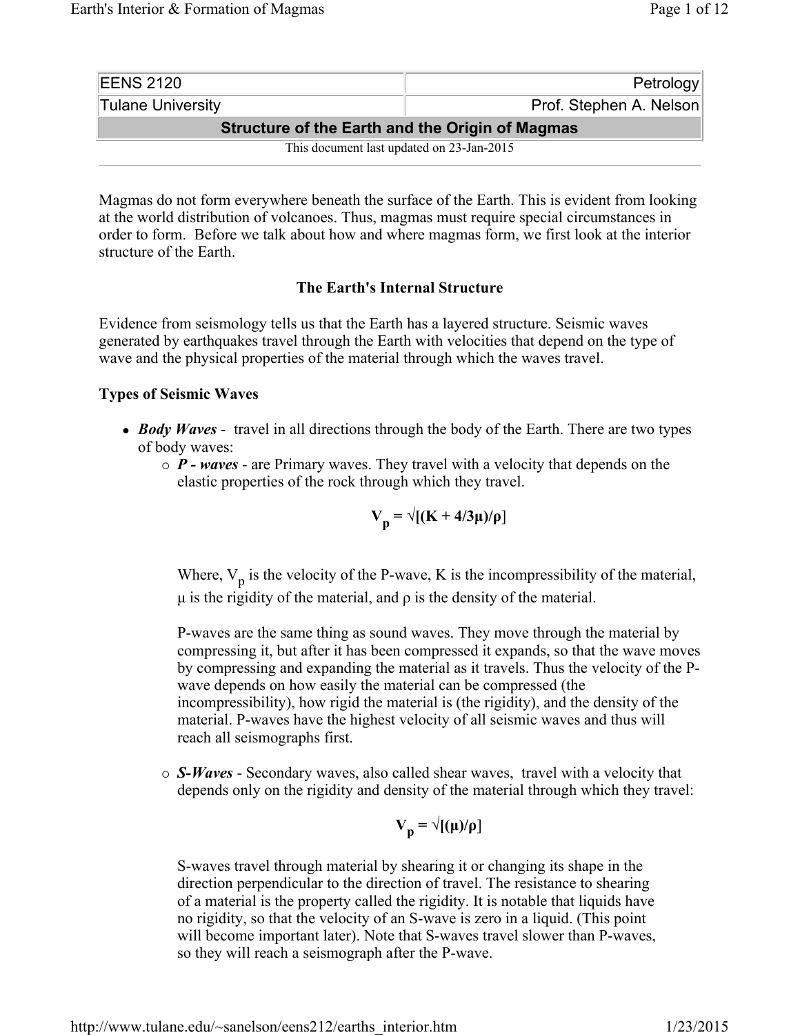| EENS 2120 | Petrology |
|---|---|
| Tulane University | Prof. Stephen A. Nelson |
| **Structure of the Earth and the Origin of Magmas** | |

This document last updated on 23-Jan-2015

Magmas do not form everywhere beneath the surface of the Earth. This is evident from looking at the world distribution of volcanoes. Thus, magmas must require special circumstances in order to form. Before we talk about how and where magmas form, we first look at the interior structure of the Earth.

## The Earth's Internal Structure

Evidence from seismology tells us that the Earth has a layered structure. Seismic waves generated by earthquakes travel through the Earth with velocities that depend on the type of wave and the physical properties of the material through which the waves travel.

### Types of Seismic Waves

- ***Body Waves*** - travel in all directions through the body of the Earth. There are two types of body waves:
  - ***P - waves*** - are Primary waves. They travel with a velocity that depends on the elastic properties of the rock through which they travel.

    $$V_p = \sqrt{[(K + 4/3\mu)/\rho]}$$

    Where, $V_p$ is the velocity of the P-wave, K is the incompressibility of the material, μ is the rigidity of the material, and ρ is the density of the material.

    P-waves are the same thing as sound waves. They move through the material by compressing it, but after it has been compressed it expands, so that the wave moves by compressing and expanding the material as it travels. Thus the velocity of the P-wave depends on how easily the material can be compressed (the incompressibility), how rigid the material is (the rigidity), and the density of the material. P-waves have the highest velocity of all seismic waves and thus will reach all seismographs first.

  - ***S-Waves*** - Secondary waves, also called shear waves, travel with a velocity that depends only on the rigidity and density of the material through which they travel:

    $$V_p = \sqrt{[(\mu)/\rho]}$$

    S-waves travel through material by shearing it or changing its shape in the direction perpendicular to the direction of travel. The resistance to shearing of a material is the property called the rigidity. It is notable that liquids have no rigidity, so that the velocity of an S-wave is zero in a liquid. (This point will become important later). Note that S-waves travel slower than P-waves, so they will reach a seismograph after the P-wave.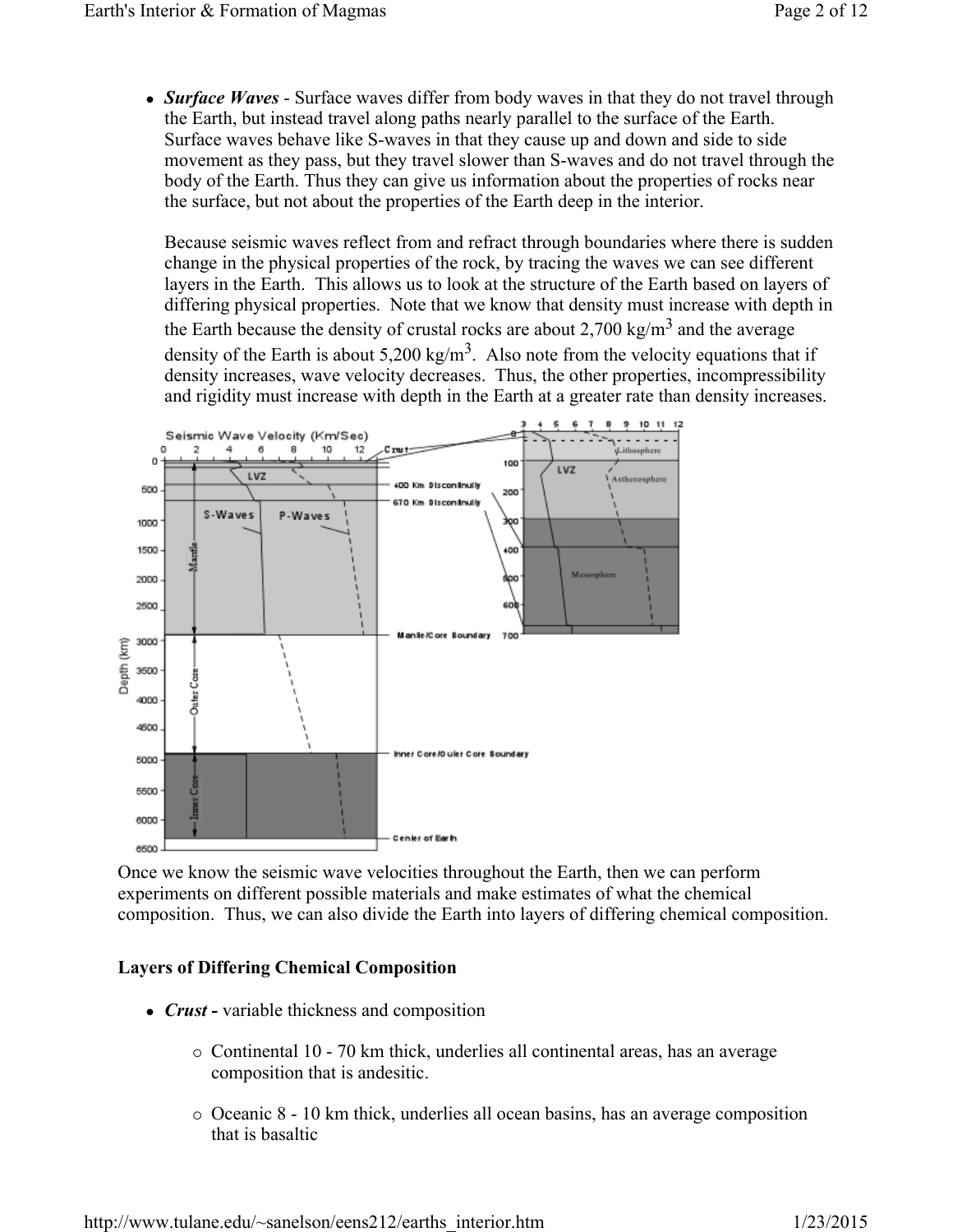- ***Surface Waves*** - Surface waves differ from body waves in that they do not travel through the Earth, but instead travel along paths nearly parallel to the surface of the Earth. Surface waves behave like S-waves in that they cause up and down and side to side movement as they pass, but they travel slower than S-waves and do not travel through the body of the Earth. Thus they can give us information about the properties of rocks near the surface, but not about the properties of the Earth deep in the interior.

  Because seismic waves reflect from and refract through boundaries where there is sudden change in the physical properties of the rock, by tracing the waves we can see different layers in the Earth. This allows us to look at the structure of the Earth based on layers of differing physical properties. Note that we know that density must increase with depth in the Earth because the density of crustal rocks are about 2,700 $kg/m^3$ and the average density of the Earth is about 5,200 $kg/m^3$. Also note from the velocity equations that if density increases, wave velocity decreases. Thus, the other properties, incompressibility and rigidity must increase with depth in the Earth at a greater rate than density increases.

Once we know the seismic wave velocities throughout the Earth, then we can perform experiments on different possible materials and make estimates of what the chemical composition. Thus, we can also divide the Earth into layers of differing chemical composition.

## Layers of Differing Chemical Composition

- ***Crust -*** variable thickness and composition
  - Continental 10 - 70 km thick, underlies all continental areas, has an average composition that is andesitic.
  - Oceanic 8 - 10 km thick, underlies all ocean basins, has an average composition that is basaltic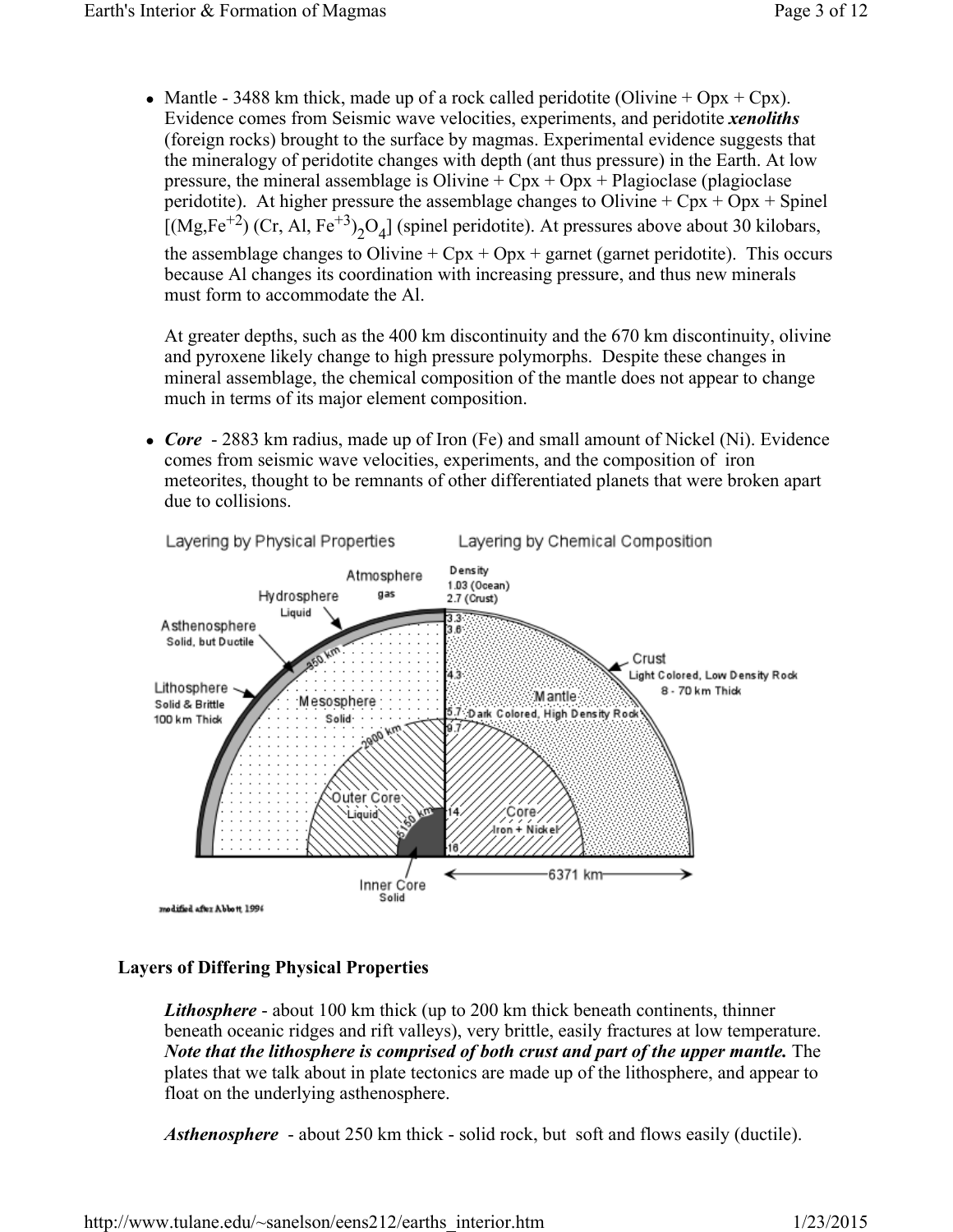- Mantle - 3488 km thick, made up of a rock called peridotite (Olivine + Opx + Cpx). Evidence comes from Seismic wave velocities, experiments, and peridotite ***xenoliths*** (foreign rocks) brought to the surface by magmas. Experimental evidence suggests that the mineralogy of peridotite changes with depth (ant thus pressure) in the Earth. At low pressure, the mineral assemblage is Olivine + Cpx + Opx + Plagioclase (plagioclase peridotite). At higher pressure the assemblage changes to Olivine + Cpx + Opx + Spinel [$(Mg,Fe^{+2})$ $(Cr, Al, Fe^{+3})_2O_4$] (spinel peridotite). At pressures above about 30 kilobars, the assemblage changes to Olivine + Cpx + Opx + garnet (garnet peridotite). This occurs because Al changes its coordination with increasing pressure, and thus new minerals must form to accommodate the Al.

  At greater depths, such as the 400 km discontinuity and the 670 km discontinuity, olivine and pyroxene likely change to high pressure polymorphs. Despite these changes in mineral assemblage, the chemical composition of the mantle does not appear to change much in terms of its major element composition.

- ***Core*** - 2883 km radius, made up of Iron (Fe) and small amount of Nickel (Ni). Evidence comes from seismic wave velocities, experiments, and the composition of iron meteorites, thought to be remnants of other differentiated planets that were broken apart due to collisions.

Layering by Physical Properties — Layering by Chemical Composition

modified after Abbott 1994

### Layers of Differing Physical Properties

***Lithosphere*** - about 100 km thick (up to 200 km thick beneath continents, thinner beneath oceanic ridges and rift valleys), very brittle, easily fractures at low temperature. ***Note that the lithosphere is comprised of both crust and part of the upper mantle.*** The plates that we talk about in plate tectonics are made up of the lithosphere, and appear to float on the underlying asthenosphere.

***Asthenosphere*** - about 250 km thick - solid rock, but soft and flows easily (ductile).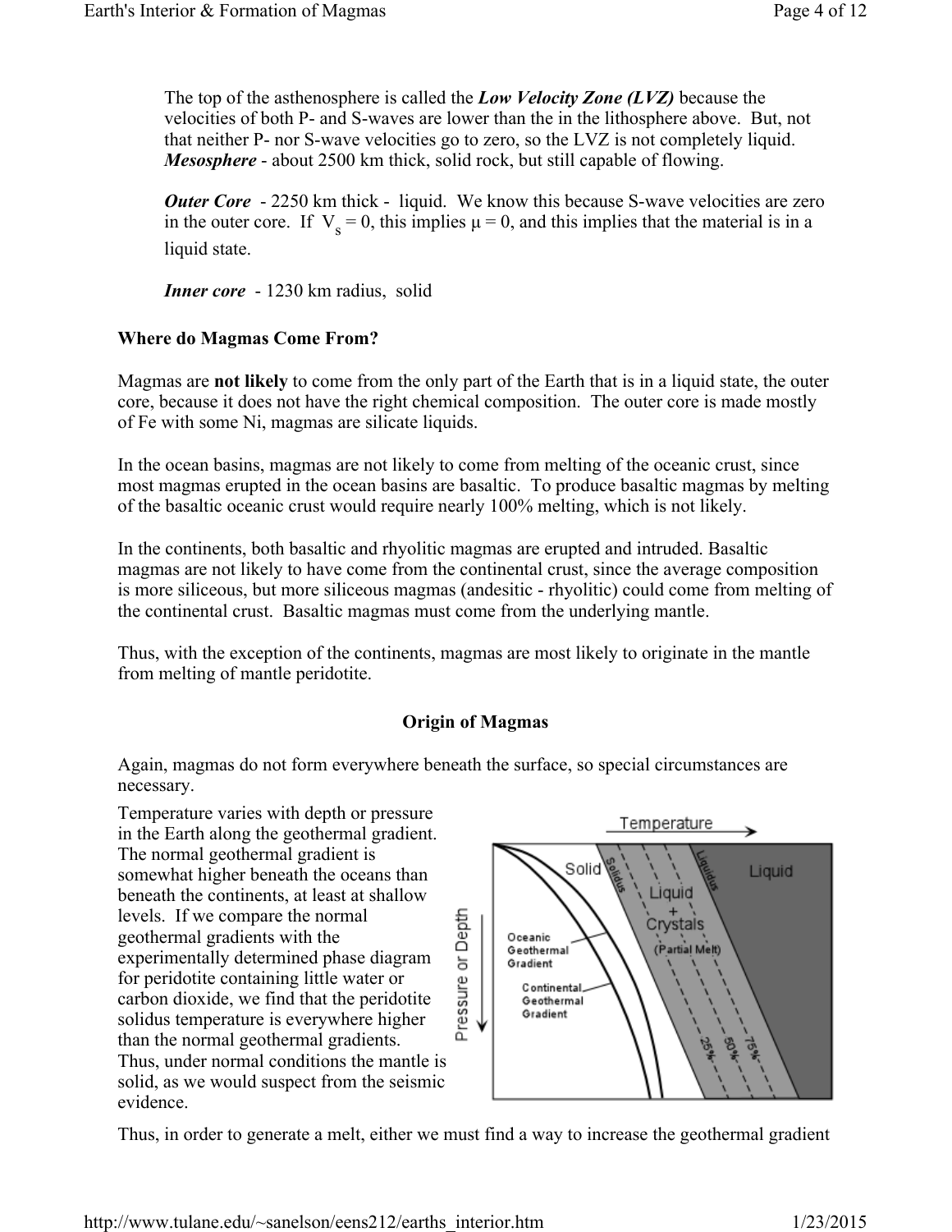The top of the asthenosphere is called the ***Low Velocity Zone (LVZ)*** because the velocities of both P- and S-waves are lower than the in the lithosphere above. But, not that neither P- nor S-wave velocities go to zero, so the LVZ is not completely liquid. ***Mesosphere*** - about 2500 km thick, solid rock, but still capable of flowing.

***Outer Core*** - 2250 km thick - liquid. We know this because S-wave velocities are zero in the outer core. If $V_s = 0$, this implies $\mu = 0$, and this implies that the material is in a liquid state.

***Inner core*** - 1230 km radius, solid

## Where do Magmas Come From?

Magmas are **not likely** to come from the only part of the Earth that is in a liquid state, the outer core, because it does not have the right chemical composition. The outer core is made mostly of Fe with some Ni, magmas are silicate liquids.

In the ocean basins, magmas are not likely to come from melting of the oceanic crust, since most magmas erupted in the ocean basins are basaltic. To produce basaltic magmas by melting of the basaltic oceanic crust would require nearly 100% melting, which is not likely.

In the continents, both basaltic and rhyolitic magmas are erupted and intruded. Basaltic magmas are not likely to have come from the continental crust, since the average composition is more siliceous, but more siliceous magmas (andesitic - rhyolitic) could come from melting of the continental crust. Basaltic magmas must come from the underlying mantle.

Thus, with the exception of the continents, magmas are most likely to originate in the mantle from melting of mantle peridotite.

## Origin of Magmas

Again, magmas do not form everywhere beneath the surface, so special circumstances are necessary.

Temperature varies with depth or pressure in the Earth along the geothermal gradient. The normal geothermal gradient is somewhat higher beneath the oceans than beneath the continents, at least at shallow levels. If we compare the normal geothermal gradients with the experimentally determined phase diagram for peridotite containing little water or carbon dioxide, we find that the peridotite solidus temperature is everywhere higher than the normal geothermal gradients. Thus, under normal conditions the mantle is solid, as we would suspect from the seismic evidence.

Thus, in order to generate a melt, either we must find a way to increase the geothermal gradient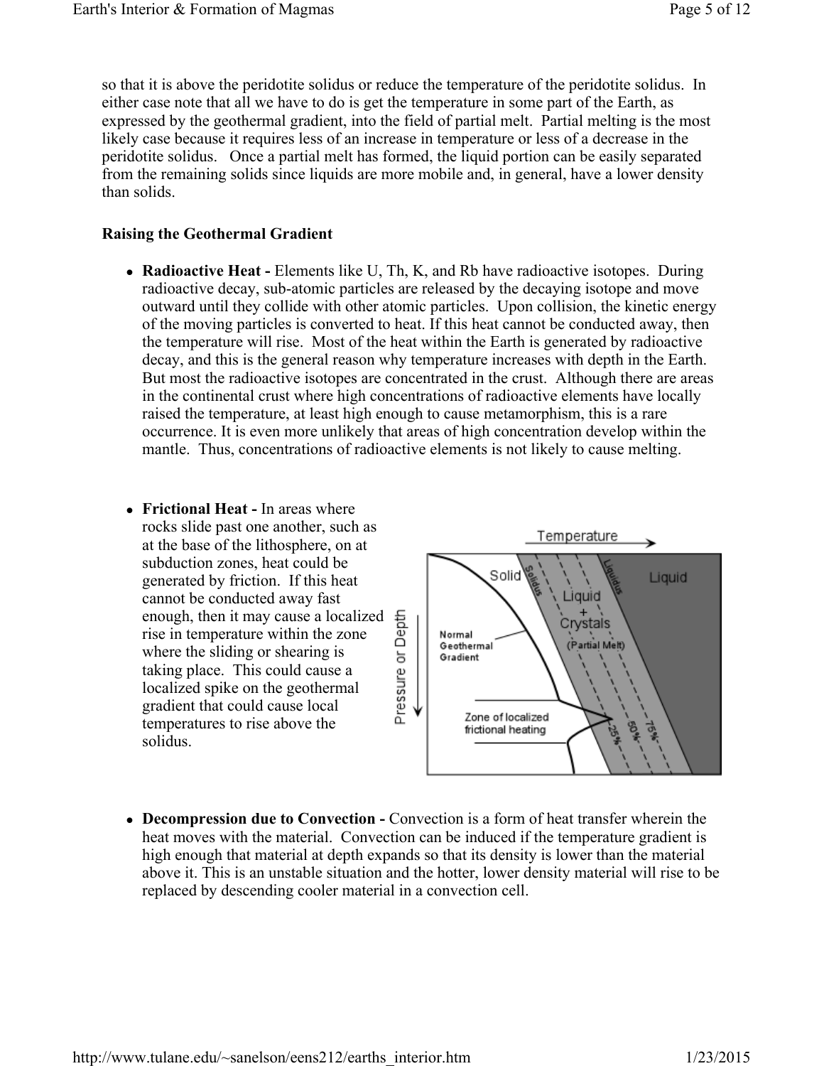so that it is above the peridotite solidus or reduce the temperature of the peridotite solidus. In either case note that all we have to do is get the temperature in some part of the Earth, as expressed by the geothermal gradient, into the field of partial melt. Partial melting is the most likely case because it requires less of an increase in temperature or less of a decrease in the peridotite solidus. Once a partial melt has formed, the liquid portion can be easily separated from the remaining solids since liquids are more mobile and, in general, have a lower density than solids.

**Raising the Geothermal Gradient**

- **Radioactive Heat -** Elements like U, Th, K, and Rb have radioactive isotopes. During radioactive decay, sub-atomic particles are released by the decaying isotope and move outward until they collide with other atomic particles. Upon collision, the kinetic energy of the moving particles is converted to heat. If this heat cannot be conducted away, then the temperature will rise. Most of the heat within the Earth is generated by radioactive decay, and this is the general reason why temperature increases with depth in the Earth. But most the radioactive isotopes are concentrated in the crust. Although there are areas in the continental crust where high concentrations of radioactive elements have locally raised the temperature, at least high enough to cause metamorphism, this is a rare occurrence. It is even more unlikely that areas of high concentration develop within the mantle. Thus, concentrations of radioactive elements is not likely to cause melting.

- **Frictional Heat -** In areas where rocks slide past one another, such as at the base of the lithosphere, on at subduction zones, heat could be generated by friction. If this heat cannot be conducted away fast enough, then it may cause a localized rise in temperature within the zone where the sliding or shearing is taking place. This could cause a localized spike on the geothermal gradient that could cause local temperatures to rise above the solidus.

- **Decompression due to Convection -** Convection is a form of heat transfer wherein the heat moves with the material. Convection can be induced if the temperature gradient is high enough that material at depth expands so that its density is lower than the material above it. This is an unstable situation and the hotter, lower density material will rise to be replaced by descending cooler material in a convection cell.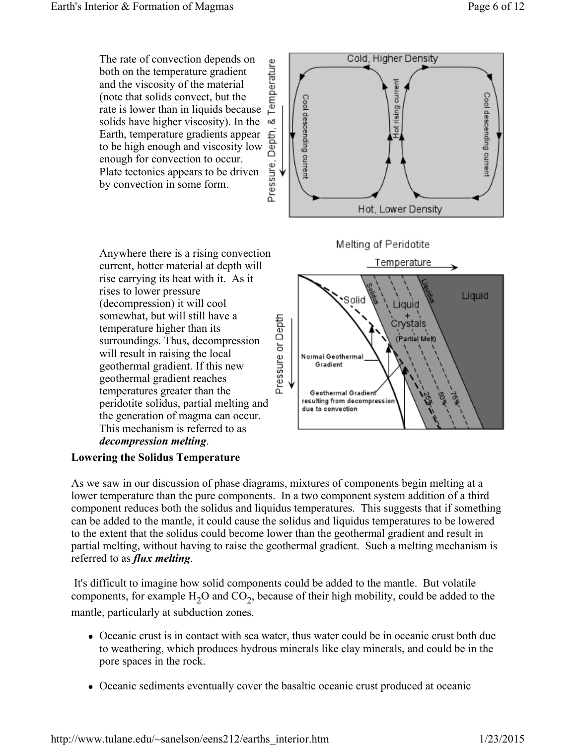The rate of convection depends on both on the temperature gradient and the viscosity of the material (note that solids convect, but the rate is lower than in liquids because solids have higher viscosity). In the Earth, temperature gradients appear to be high enough and viscosity low enough for convection to occur. Plate tectonics appears to be driven by convection in some form.

Anywhere there is a rising convection current, hotter material at depth will rise carrying its heat with it. As it rises to lower pressure (decompression) it will cool somewhat, but will still have a temperature higher than its surroundings. Thus, decompression will result in raising the local geothermal gradient. If this new geothermal gradient reaches temperatures greater than the peridotite solidus, partial melting and the generation of magma can occur. This mechanism is referred to as ***decompression melting***.

**Lowering the Solidus Temperature**

As we saw in our discussion of phase diagrams, mixtures of components begin melting at a lower temperature than the pure components. In a two component system addition of a third component reduces both the solidus and liquidus temperatures. This suggests that if something can be added to the mantle, it could cause the solidus and liquidus temperatures to be lowered to the extent that the solidus could become lower than the geothermal gradient and result in partial melting, without having to raise the geothermal gradient. Such a melting mechanism is referred to as ***flux melting***.

It's difficult to imagine how solid components could be added to the mantle. But volatile components, for example $H_2O$ and $CO_2$, because of their high mobility, could be added to the mantle, particularly at subduction zones.

- Oceanic crust is in contact with sea water, thus water could be in oceanic crust both due to weathering, which produces hydrous minerals like clay minerals, and could be in the pore spaces in the rock.
- Oceanic sediments eventually cover the basaltic oceanic crust produced at oceanic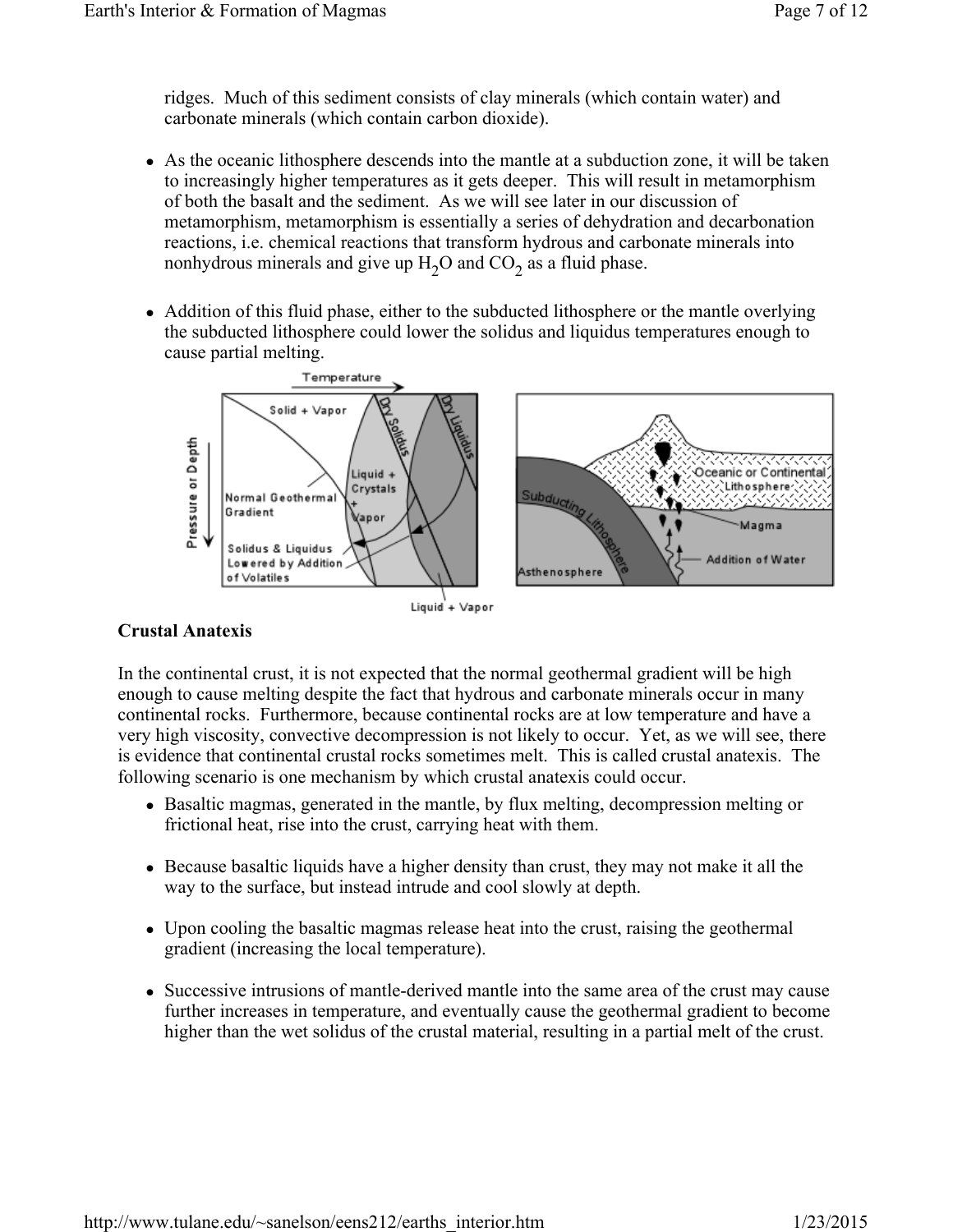ridges. Much of this sediment consists of clay minerals (which contain water) and carbonate minerals (which contain carbon dioxide).

- As the oceanic lithosphere descends into the mantle at a subduction zone, it will be taken to increasingly higher temperatures as it gets deeper. This will result in metamorphism of both the basalt and the sediment. As we will see later in our discussion of metamorphism, metamorphism is essentially a series of dehydration and decarbonation reactions, i.e. chemical reactions that transform hydrous and carbonate minerals into nonhydrous minerals and give up $H_2O$ and $CO_2$ as a fluid phase.

- Addition of this fluid phase, either to the subducted lithosphere or the mantle overlying the subducted lithosphere could lower the solidus and liquidus temperatures enough to cause partial melting.

### Crustal Anatexis

In the continental crust, it is not expected that the normal geothermal gradient will be high enough to cause melting despite the fact that hydrous and carbonate minerals occur in many continental rocks. Furthermore, because continental rocks are at low temperature and have a very high viscosity, convective decompression is not likely to occur. Yet, as we will see, there is evidence that continental crustal rocks sometimes melt. This is called crustal anatexis. The following scenario is one mechanism by which crustal anatexis could occur.

- Basaltic magmas, generated in the mantle, by flux melting, decompression melting or frictional heat, rise into the crust, carrying heat with them.

- Because basaltic liquids have a higher density than crust, they may not make it all the way to the surface, but instead intrude and cool slowly at depth.

- Upon cooling the basaltic magmas release heat into the crust, raising the geothermal gradient (increasing the local temperature).

- Successive intrusions of mantle-derived mantle into the same area of the crust may cause further increases in temperature, and eventually cause the geothermal gradient to become higher than the wet solidus of the crustal material, resulting in a partial melt of the crust.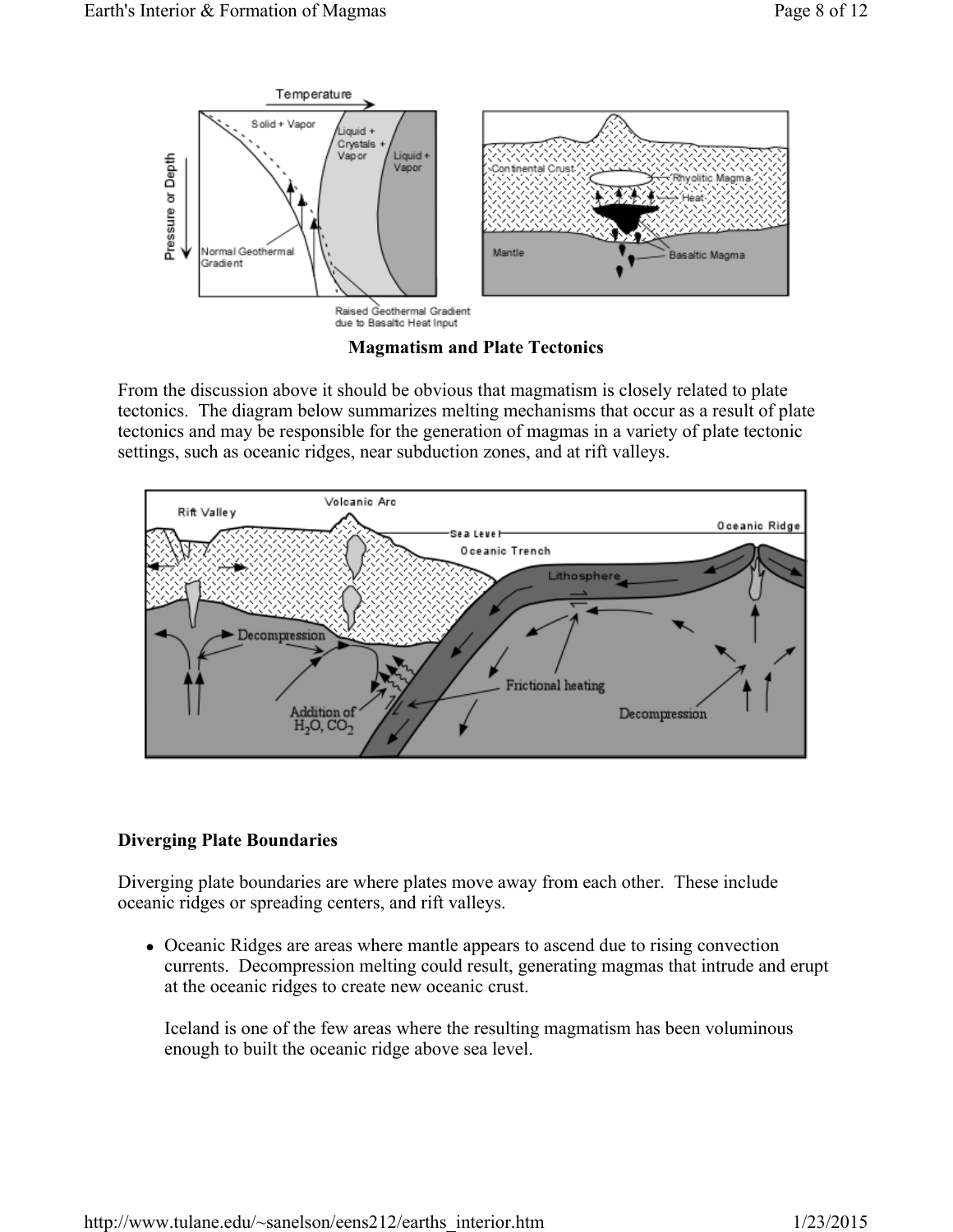## Magmatism and Plate Tectonics

From the discussion above it should be obvious that magmatism is closely related to plate tectonics. The diagram below summarizes melting mechanisms that occur as a result of plate tectonics and may be responsible for the generation of magmas in a variety of plate tectonic settings, such as oceanic ridges, near subduction zones, and at rift valleys.

### Diverging Plate Boundaries

Diverging plate boundaries are where plates move away from each other. These include oceanic ridges or spreading centers, and rift valleys.

- Oceanic Ridges are areas where mantle appears to ascend due to rising convection currents. Decompression melting could result, generating magmas that intrude and erupt at the oceanic ridges to create new oceanic crust.

  Iceland is one of the few areas where the resulting magmatism has been voluminous enough to built the oceanic ridge above sea level.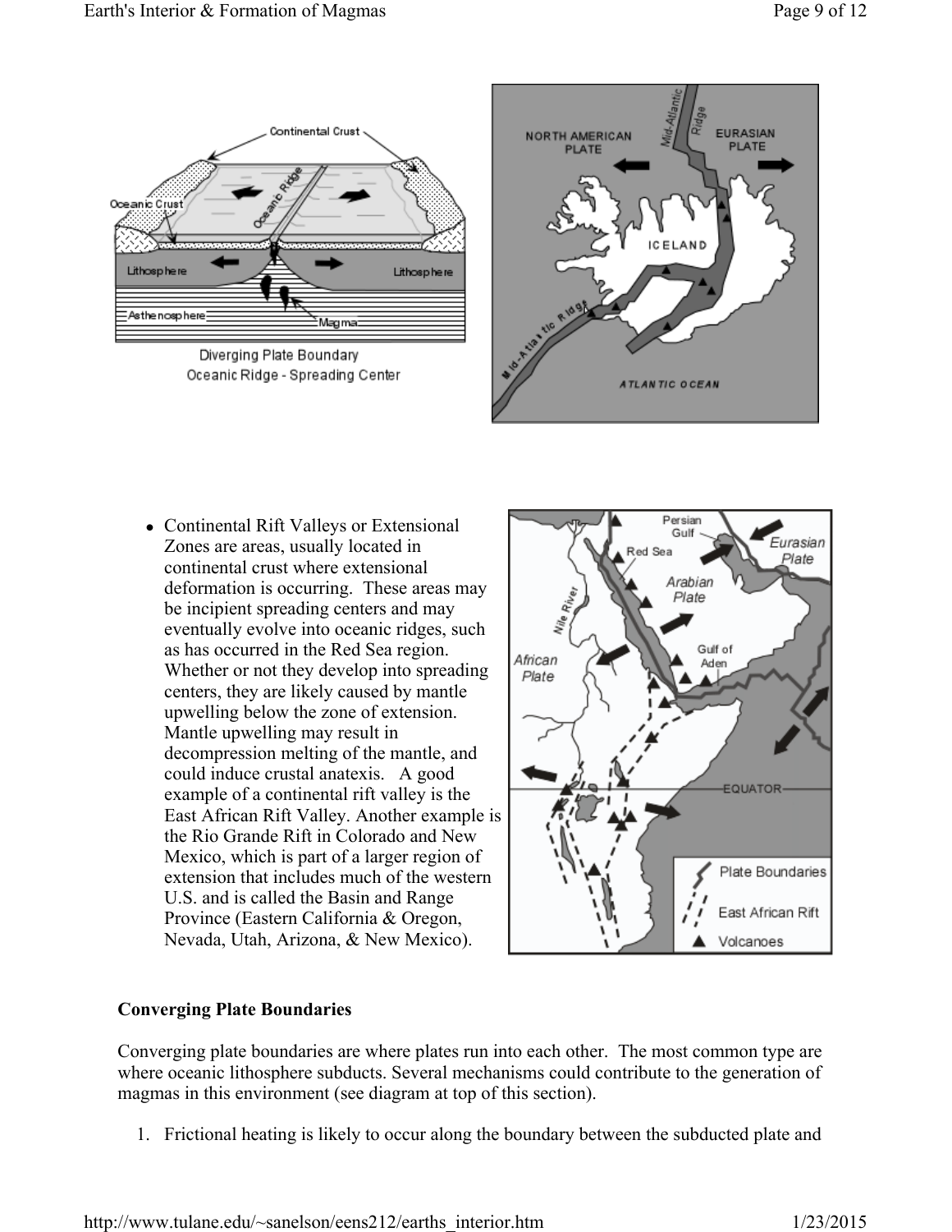Diverging Plate Boundary
Oceanic Ridge - Spreading Center

- Continental Rift Valleys or Extensional Zones are areas, usually located in continental crust where extensional deformation is occurring. These areas may be incipient spreading centers and may eventually evolve into oceanic ridges, such as has occurred in the Red Sea region. Whether or not they develop into spreading centers, they are likely caused by mantle upwelling below the zone of extension. Mantle upwelling may result in decompression melting of the mantle, and could induce crustal anatexis. A good example of a continental rift valley is the East African Rift Valley. Another example is the Rio Grande Rift in Colorado and New Mexico, which is part of a larger region of extension that includes much of the western U.S. and is called the Basin and Range Province (Eastern California & Oregon, Nevada, Utah, Arizona, & New Mexico).

**Converging Plate Boundaries**

Converging plate boundaries are where plates run into each other. The most common type are where oceanic lithosphere subducts. Several mechanisms could contribute to the generation of magmas in this environment (see diagram at top of this section).

1. Frictional heating is likely to occur along the boundary between the subducted plate and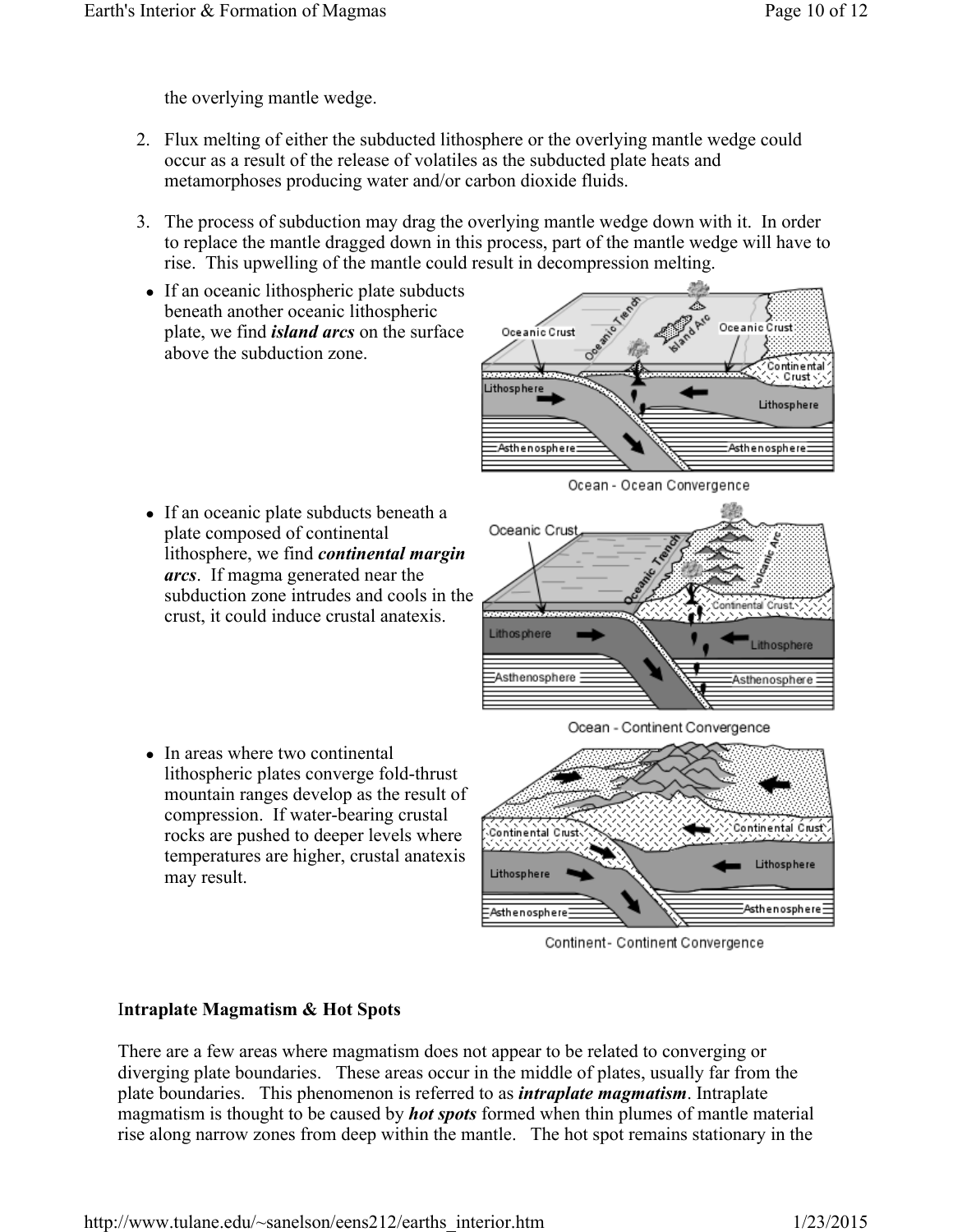the overlying mantle wedge.

2. Flux melting of either the subducted lithosphere or the overlying mantle wedge could occur as a result of the release of volatiles as the subducted plate heats and metamorphoses producing water and/or carbon dioxide fluids.

3. The process of subduction may drag the overlying mantle wedge down with it. In order to replace the mantle dragged down in this process, part of the mantle wedge will have to rise. This upwelling of the mantle could result in decompression melting.

- If an oceanic lithospheric plate subducts beneath another oceanic lithospheric plate, we find ***island arcs*** on the surface above the subduction zone.

Ocean - Ocean Convergence

- If an oceanic plate subducts beneath a plate composed of continental lithosphere, we find ***continental margin arcs***. If magma generated near the subduction zone intrudes and cools in the crust, it could induce crustal anatexis.

Ocean - Continent Convergence

- In areas where two continental lithospheric plates converge fold-thrust mountain ranges develop as the result of compression. If water-bearing crustal rocks are pushed to deeper levels where temperatures are higher, crustal anatexis may result.

Continent- Continent Convergence

**Intraplate Magmatism & Hot Spots**

There are a few areas where magmatism does not appear to be related to converging or diverging plate boundaries. These areas occur in the middle of plates, usually far from the plate boundaries. This phenomenon is referred to as ***intraplate magmatism***. Intraplate magmatism is thought to be caused by ***hot spots*** formed when thin plumes of mantle material rise along narrow zones from deep within the mantle. The hot spot remains stationary in the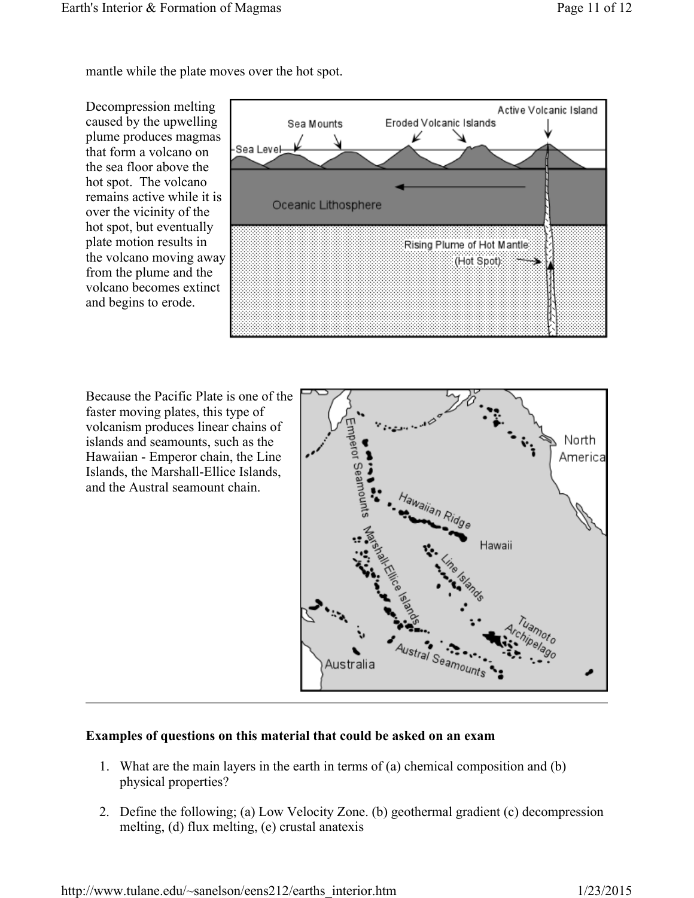mantle while the plate moves over the hot spot.

Decompression melting caused by the upwelling plume produces magmas that form a volcano on the sea floor above the hot spot. The volcano remains active while it is over the vicinity of the hot spot, but eventually plate motion results in the volcano moving away from the plume and the volcano becomes extinct and begins to erode.

Because the Pacific Plate is one of the faster moving plates, this type of volcanism produces linear chains of islands and seamounts, such as the Hawaiian - Emperor chain, the Line Islands, the Marshall-Ellice Islands, and the Austral seamount chain.

---

**Examples of questions on this material that could be asked on an exam**

1. What are the main layers in the earth in terms of (a) chemical composition and (b) physical properties?

2. Define the following; (a) Low Velocity Zone. (b) geothermal gradient (c) decompression melting, (d) flux melting, (e) crustal anatexis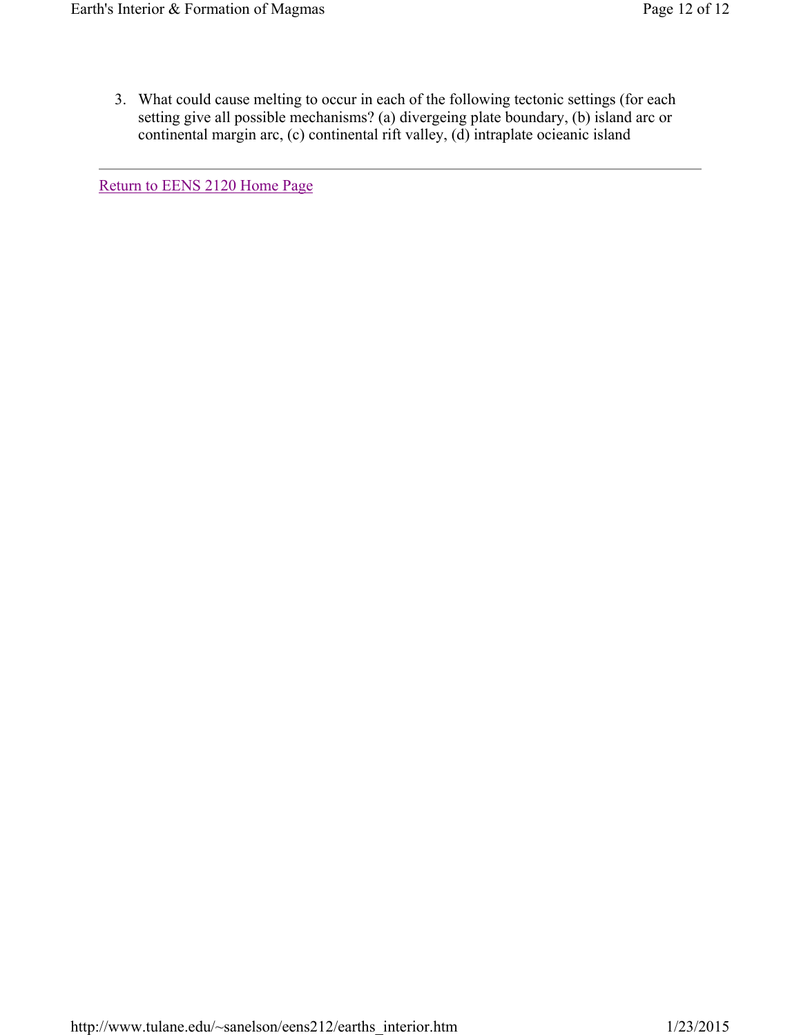3. What could cause melting to occur in each of the following tectonic settings (for each setting give all possible mechanisms? (a) divergeing plate boundary, (b) island arc or continental margin arc, (c) continental rift valley, (d) intraplate ocieanic island

---

Return to EENS 2120 Home Page